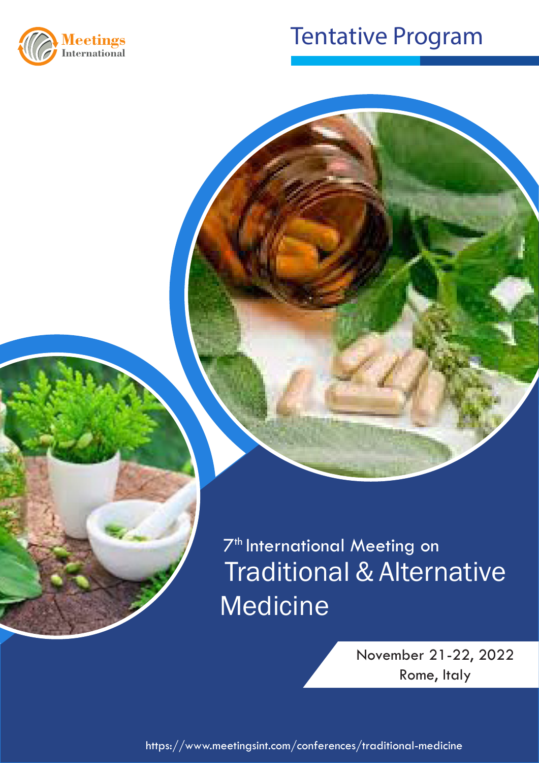Meetings International

# Tentative Program

## 7th International Meeting on Traditional & Alternative Medicine

November 21-22, 2022
Rome, Italy

https://www.meetingsint.com/conferences/traditional-medicine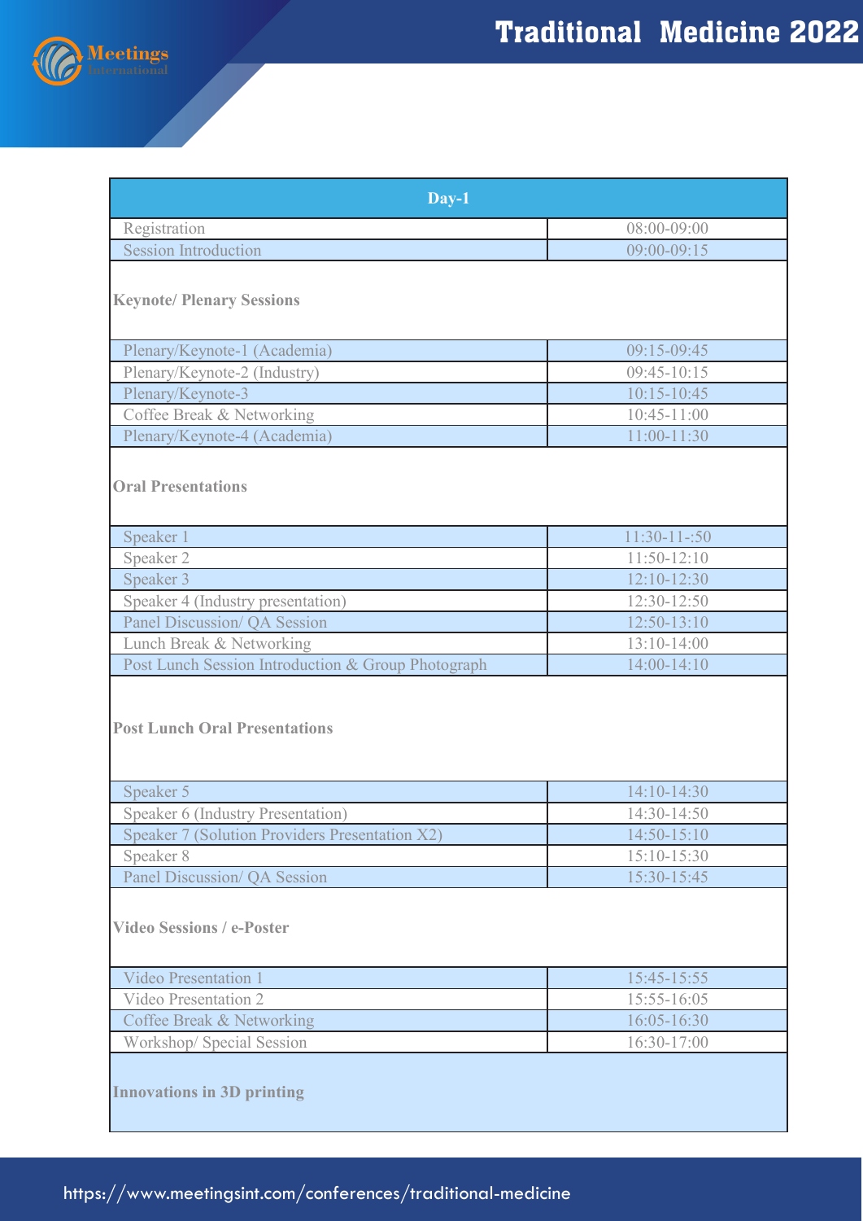| Day-1 | |
|---|---|
| Registration | 08:00-09:00 |
| Session Introduction | 09:00-09:15 |
| **Keynote/ Plenary Sessions** | |
| Plenary/Keynote-1 (Academia) | 09:15-09:45 |
| Plenary/Keynote-2 (Industry) | 09:45-10:15 |
| Plenary/Keynote-3 | 10:15-10:45 |
| Coffee Break & Networking | 10:45-11:00 |
| Plenary/Keynote-4 (Academia) | 11:00-11:30 |
| **Oral Presentations** | |
| Speaker 1 | 11:30-11-:50 |
| Speaker 2 | 11:50-12:10 |
| Speaker 3 | 12:10-12:30 |
| Speaker 4 (Industry presentation) | 12:30-12:50 |
| Panel Discussion/ QA Session | 12:50-13:10 |
| Lunch Break & Networking | 13:10-14:00 |
| Post Lunch Session Introduction & Group Photograph | 14:00-14:10 |
| **Post Lunch Oral Presentations** | |
| Speaker 5 | 14:10-14:30 |
| Speaker 6 (Industry Presentation) | 14:30-14:50 |
| Speaker 7 (Solution Providers Presentation X2) | 14:50-15:10 |
| Speaker 8 | 15:10-15:30 |
| Panel Discussion/ QA Session | 15:30-15:45 |
| **Video Sessions / e-Poster** | |
| Video Presentation 1 | 15:45-15:55 |
| Video Presentation 2 | 15:55-16:05 |
| Coffee Break & Networking | 16:05-16:30 |
| Workshop/ Special Session | 16:30-17:00 |
| **Innovations in 3D printing** | |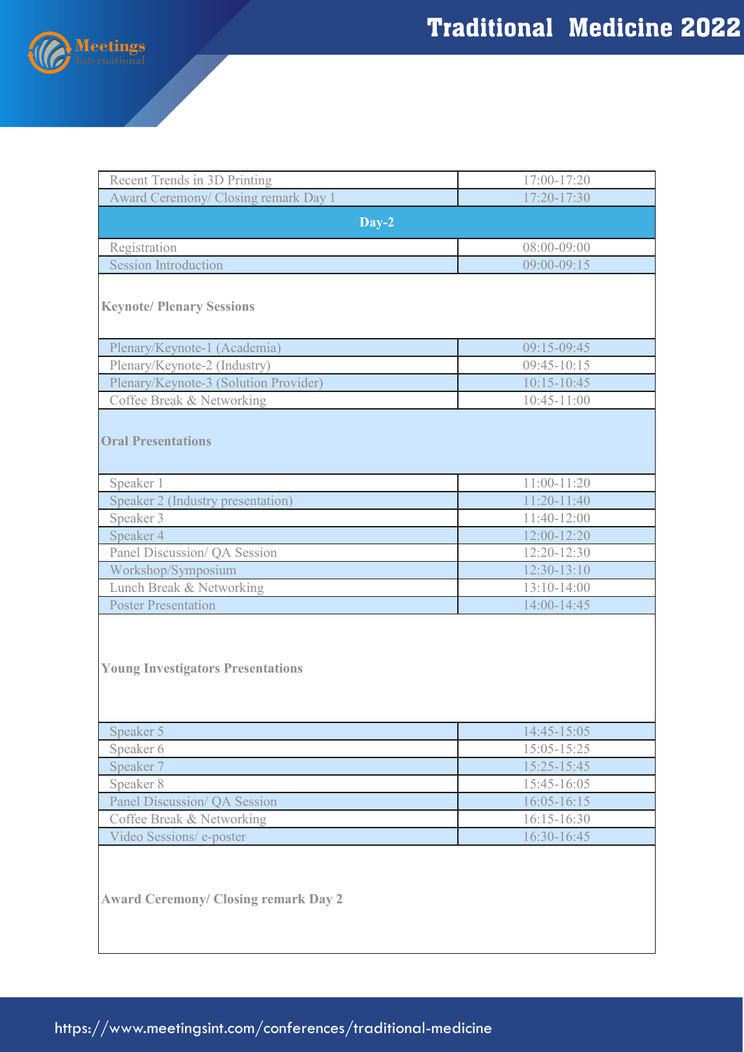| | |
|---|---|
| Recent Trends in 3D Printing | 17:00-17:20 |
| Award Ceremony/ Closing remark Day 1 | 17:20-17:30 |
| **Day-2** | |
| Registration | 08:00-09:00 |
| Session Introduction | 09:00-09:15 |
| **Keynote/ Plenary Sessions** | |
| Plenary/Keynote-1 (Academia) | 09:15-09:45 |
| Plenary/Keynote-2 (Industry) | 09:45-10:15 |
| Plenary/Keynote-3 (Solution Provider) | 10:15-10:45 |
| Coffee Break & Networking | 10:45-11:00 |
| **Oral Presentations** | |
| Speaker 1 | 11:00-11:20 |
| Speaker 2 (Industry presentation) | 11:20-11:40 |
| Speaker 3 | 11:40-12:00 |
| Speaker 4 | 12:00-12:20 |
| Panel Discussion/ QA Session | 12:20-12:30 |
| Workshop/Symposium | 12:30-13:10 |
| Lunch Break & Networking | 13:10-14:00 |
| Poster Presentation | 14:00-14:45 |
| **Young Investigators Presentations** | |
| Speaker 5 | 14:45-15:05 |
| Speaker 6 | 15:05-15:25 |
| Speaker 7 | 15:25-15:45 |
| Speaker 8 | 15:45-16:05 |
| Panel Discussion/ QA Session | 16:05-16:15 |
| Coffee Break & Networking | 16:15-16:30 |
| Video Sessions/ e-poster | 16:30-16:45 |
| **Award Ceremony/ Closing remark Day 2** | |